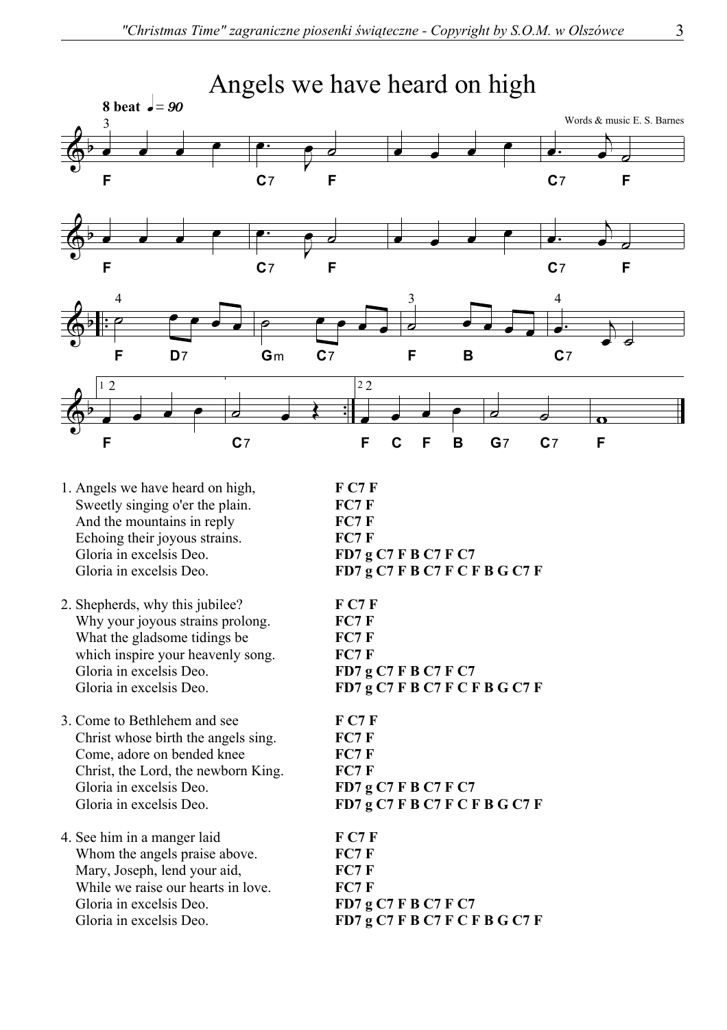# Angels we have heard on high

**8 beat** ♩= 90

Words & music E. S. Barnes

1. Angels we have heard on high, **F C7 F**
   Sweetly singing o'er the plain. **FC7 F**
   And the mountains in reply **FC7 F**
   Echoing their joyous strains. **FC7 F**
   Gloria in excelsis Deo. **FD7 g C7 F B C7 F C7**
   Gloria in excelsis Deo. **FD7 g C7 F B C7 F C F B G C7 F**

2. Shepherds, why this jubilee? **F C7 F**
   Why your joyous strains prolong. **FC7 F**
   What the gladsome tidings be **FC7 F**
   which inspire your heavenly song. **FC7 F**
   Gloria in excelsis Deo. **FD7 g C7 F B C7 F C7**
   Gloria in excelsis Deo. **FD7 g C7 F B C7 F C F B G C7 F**

3. Come to Bethlehem and see **F C7 F**
   Christ whose birth the angels sing. **FC7 F**
   Come, adore on bended knee **FC7 F**
   Christ, the Lord, the newborn King. **FC7 F**
   Gloria in excelsis Deo. **FD7 g C7 F B C7 F C7**
   Gloria in excelsis Deo. **FD7 g C7 F B C7 F C F B G C7 F**

4. See him in a manger laid **F C7 F**
   Whom the angels praise above. **FC7 F**
   Mary, Joseph, lend your aid, **FC7 F**
   While we raise our hearts in love. **FC7 F**
   Gloria in excelsis Deo. **FD7 g C7 F B C7 F C7**
   Gloria in excelsis Deo. **FD7 g C7 F B C7 F C F B G C7 F**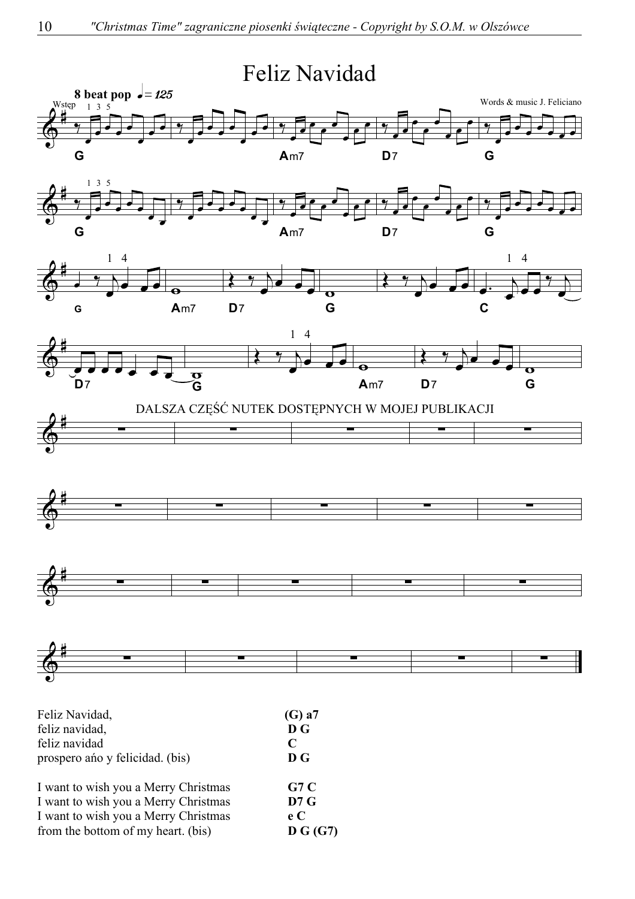# Feliz Navidad

**8 beat pop** ♩= 125

Words & music J. Feliciano

Wstęp

G | Am7 | D7 | G

G | Am7 | D7 | G

G | Am7 | D7 | G | C

D7 | G | Am7 | D7 | G

DALSZA CZĘŚĆ NUTEK DOSTĘPNYCH W MOJEJ PUBLIKACJI

| | |
|---|---|
| Feliz Navidad, | **(G) a7** |
| feliz navidad, | **D G** |
| feliz navidad | **C** |
| prospero aňo y felicidad. (bis) | **D G** |
| | |
| I want to wish you a Merry Christmas | **G7 C** |
| I want to wish you a Merry Christmas | **D7 G** |
| I want to wish you a Merry Christmas | **e C** |
| from the bottom of my heart. (bis) | **D G (G7)** |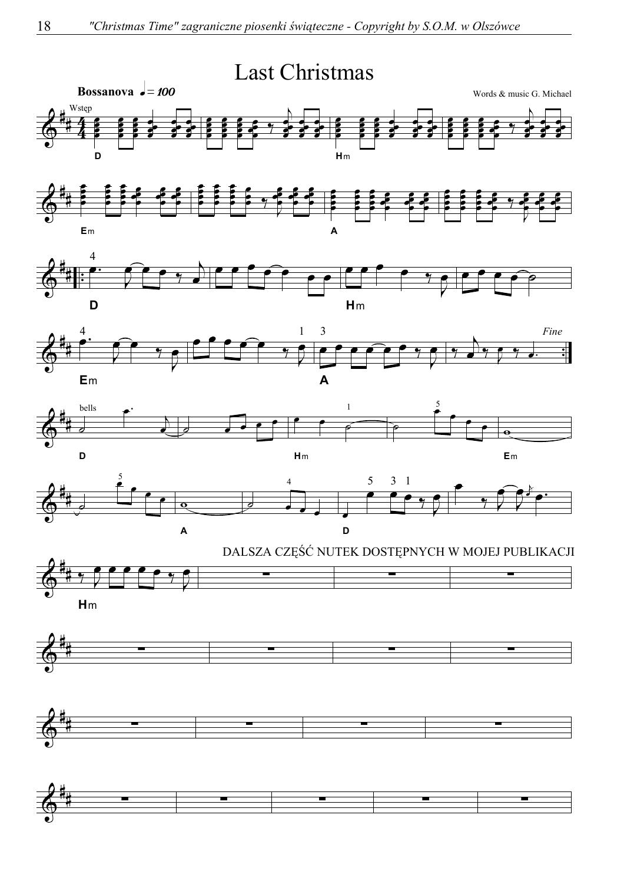# Last Christmas

**Bossanova** ♩ = 100

Words & music G. Michael

Wstęp

D Hm Em A

D Hm Em A *Fine*

bells

D Hm Em A D Hm

DALSZA CZĘŚĆ NUTEK DOSTĘPNYCH W MOJEJ PUBLIKACJI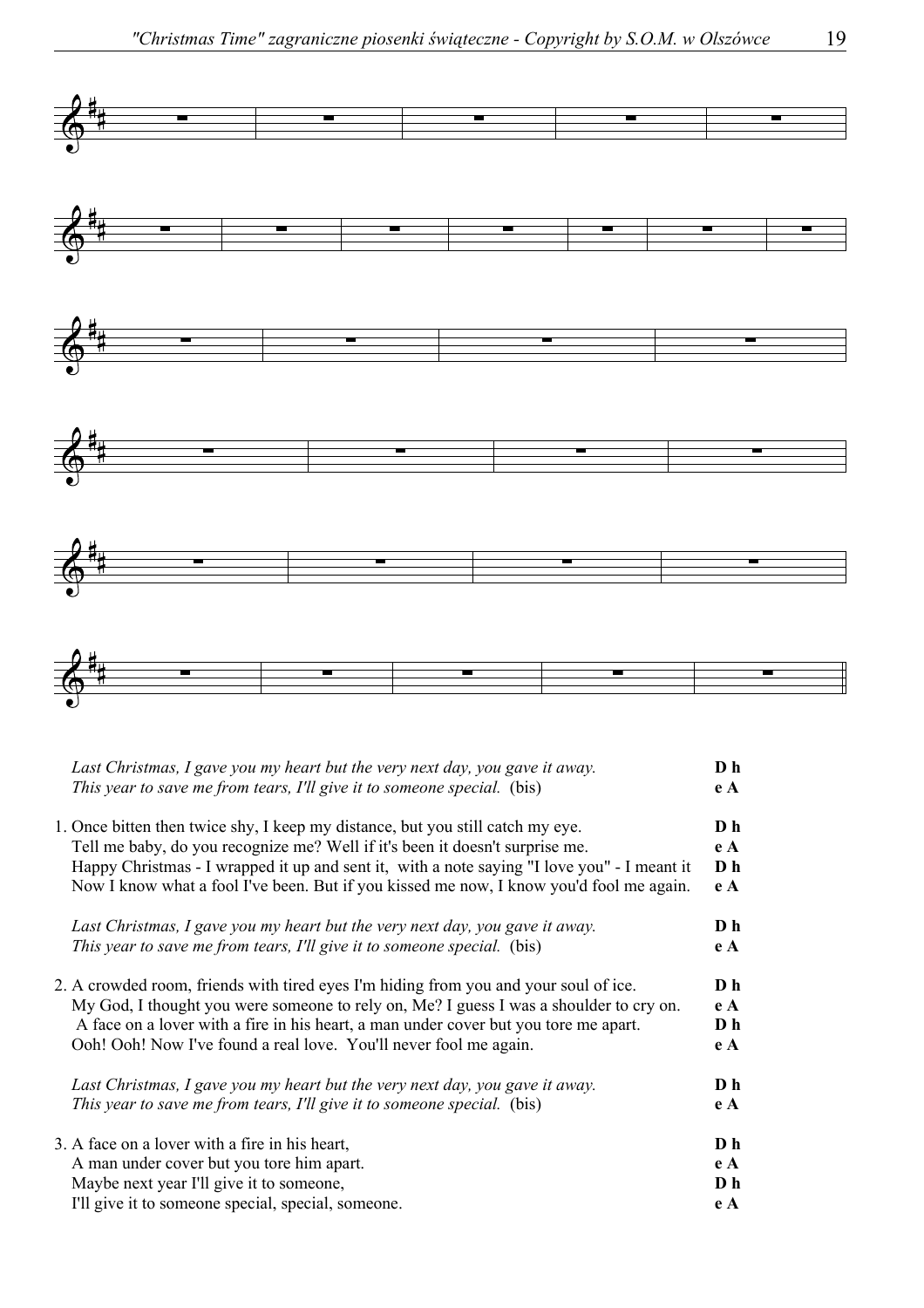*Last Christmas, I gave you my heart but the very next day, you gave it away.* **D h**
*This year to save me from tears, I'll give it to someone special.* (bis) **e A**

1. Once bitten then twice shy, I keep my distance, but you still catch my eye. **D h**
   Tell me baby, do you recognize me? Well if it's been it doesn't surprise me. **e A**
   Happy Christmas - I wrapped it up and sent it, with a note saying "I love you" - I meant it **D h**
   Now I know what a fool I've been. But if you kissed me now, I know you'd fool me again. **e A**

*Last Christmas, I gave you my heart but the very next day, you gave it away.* **D h**
*This year to save me from tears, I'll give it to someone special.* (bis) **e A**

2. A crowded room, friends with tired eyes I'm hiding from you and your soul of ice. **D h**
   My God, I thought you were someone to rely on, Me? I guess I was a shoulder to cry on. **e A**
   A face on a lover with a fire in his heart, a man under cover but you tore me apart. **D h**
   Ooh! Ooh! Now I've found a real love. You'll never fool me again. **e A**

*Last Christmas, I gave you my heart but the very next day, you gave it away.* **D h**
*This year to save me from tears, I'll give it to someone special.* (bis) **e A**

3. A face on a lover with a fire in his heart, **D h**
   A man under cover but you tore him apart. **e A**
   Maybe next year I'll give it to someone, **D h**
   I'll give it to someone special, special, someone. **e A**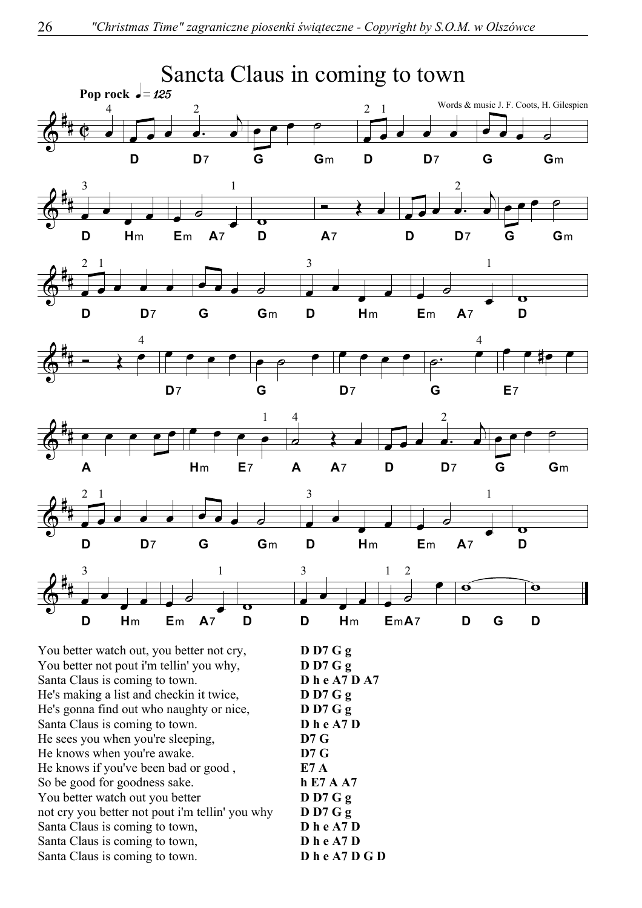# Sancta Claus in coming to town

**Pop rock** ♩ = 125

Words & music J. F. Coots, H. Gilespien

| | |
|---|---|
| You better watch out, you better not cry, | **D D7 G g** |
| You better not pout i'm tellin' you why, | **D D7 G g** |
| Santa Claus is coming to town. | **D h e A7 D A7** |
| He's making a list and checkin it twice, | **D D7 G g** |
| He's gonna find out who naughty or nice, | **D D7 G g** |
| Santa Claus is coming to town. | **D h e A7 D** |
| He sees you when you're sleeping, | **D7 G** |
| He knows when you're awake. | **D7 G** |
| He knows if you've been bad or good , | **E7 A** |
| So be good for goodness sake. | **h E7 A A7** |
| You better watch out you better | **D D7 G g** |
| not cry you better not pout i'm tellin' you why | **D D7 G g** |
| Santa Claus is coming to town, | **D h e A7 D** |
| Santa Claus is coming to town, | **D h e A7 D** |
| Santa Claus is coming to town. | **D h e A7 D G D** |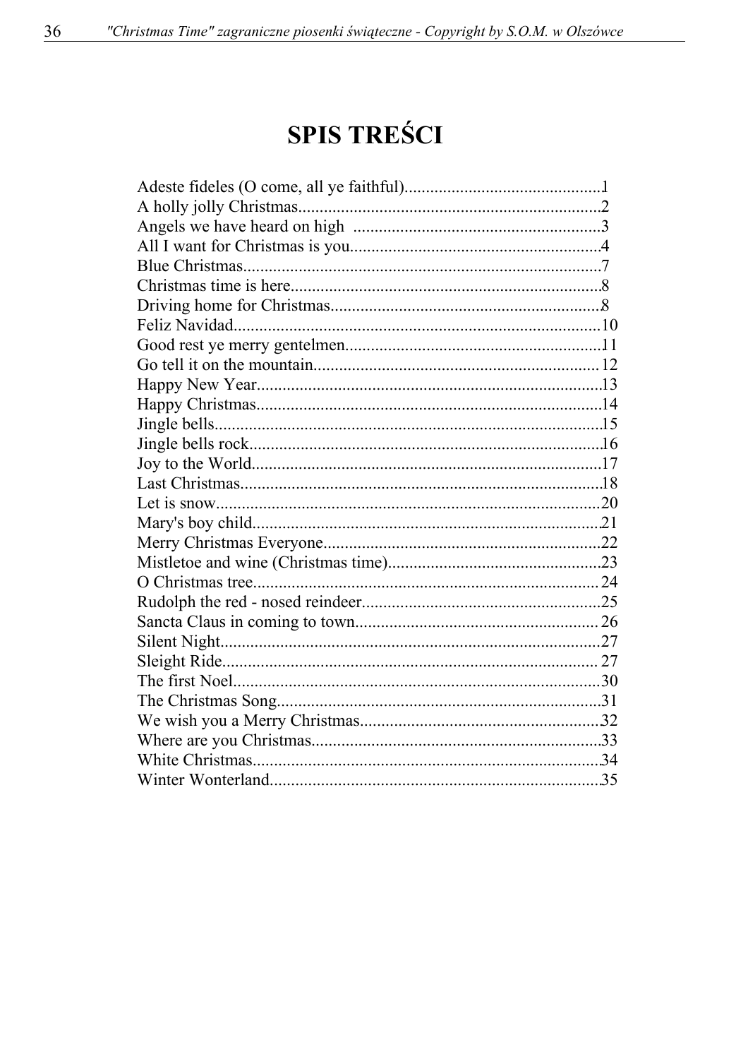# SPIS TREŚCI

Adeste fideles (O come, all ye faithful)..............................................1
A holly jolly Christmas......................................................................2
Angels we have heard on high ..........................................................3
All I want for Christmas is you...........................................................4
Blue Christmas...................................................................................7
Christmas time is here........................................................................8
Driving home for Christmas...............................................................8
Feliz Navidad.....................................................................................10
Good rest ye merry gentelmen...........................................................11
Go tell it on the mountain..................................................................12
Happy New Year................................................................................13
Happy Christmas................................................................................14
Jingle bells..........................................................................................15
Jingle bells rock..................................................................................16
Joy to the World.................................................................................17
Last Christmas....................................................................................18
Let is snow..........................................................................................20
Mary's boy child.................................................................................21
Merry Christmas Everyone................................................................22
Mistletoe and wine (Christmas time).................................................23
O Christmas tree.................................................................................24
Rudolph the red - nosed reindeer.......................................................25
Sancta Claus in coming to town........................................................26
Silent Night.........................................................................................27
Sleight Ride........................................................................................27
The first Noel......................................................................................30
The Christmas Song...........................................................................31
We wish you a Merry Christmas........................................................32
Where are you Christmas...................................................................33
White Christmas.................................................................................34
Winter Wonterland.............................................................................35